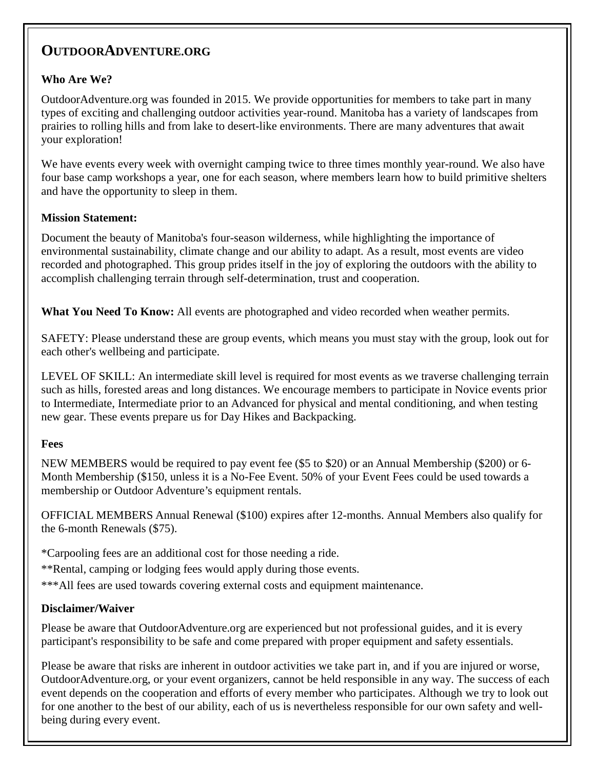# OutdoorAdventure.org

### Who Are We?

OutdoorAdventure.org was founded in 2015. We provide opportunities for members to take part in many types of exciting and challenging outdoor activities year-round. Manitoba has a variety of landscapes from prairies to rolling hills and from lake to desert-like environments. There are many adventures that await your exploration!

We have events every week with overnight camping twice to three times monthly year-round. We also have four base camp workshops a year, one for each season, where members learn how to build primitive shelters and have the opportunity to sleep in them.

### Mission Statement:

Document the beauty of Manitoba's four-season wilderness, while highlighting the importance of environmental sustainability, climate change and our ability to adapt. As a result, most events are video recorded and photographed. This group prides itself in the joy of exploring the outdoors with the ability to accomplish challenging terrain through self-determination, trust and cooperation.

**What You Need To Know:** All events are photographed and video recorded when weather permits.

SAFETY: Please understand these are group events, which means you must stay with the group, look out for each other's wellbeing and participate.

LEVEL OF SKILL: An intermediate skill level is required for most events as we traverse challenging terrain such as hills, forested areas and long distances. We encourage members to participate in Novice events prior to Intermediate, Intermediate prior to an Advanced for physical and mental conditioning, and when testing new gear. These events prepare us for Day Hikes and Backpacking.

### Fees

NEW MEMBERS would be required to pay event fee ($5 to $20) or an Annual Membership ($200) or 6-Month Membership ($150, unless it is a No-Fee Event. 50% of your Event Fees could be used towards a membership or Outdoor Adventure's equipment rentals.

OFFICIAL MEMBERS Annual Renewal ($100) expires after 12-months. Annual Members also qualify for the 6-month Renewals ($75).

*Carpooling fees are an additional cost for those needing a ride.

**Rental, camping or lodging fees would apply during those events.

***All fees are used towards covering external costs and equipment maintenance.

### Disclaimer/Waiver

Please be aware that OutdoorAdventure.org are experienced but not professional guides, and it is every participant's responsibility to be safe and come prepared with proper equipment and safety essentials.

Please be aware that risks are inherent in outdoor activities we take part in, and if you are injured or worse, OutdoorAdventure.org, or your event organizers, cannot be held responsible in any way. The success of each event depends on the cooperation and efforts of every member who participates. Although we try to look out for one another to the best of our ability, each of us is nevertheless responsible for our own safety and well-being during every event.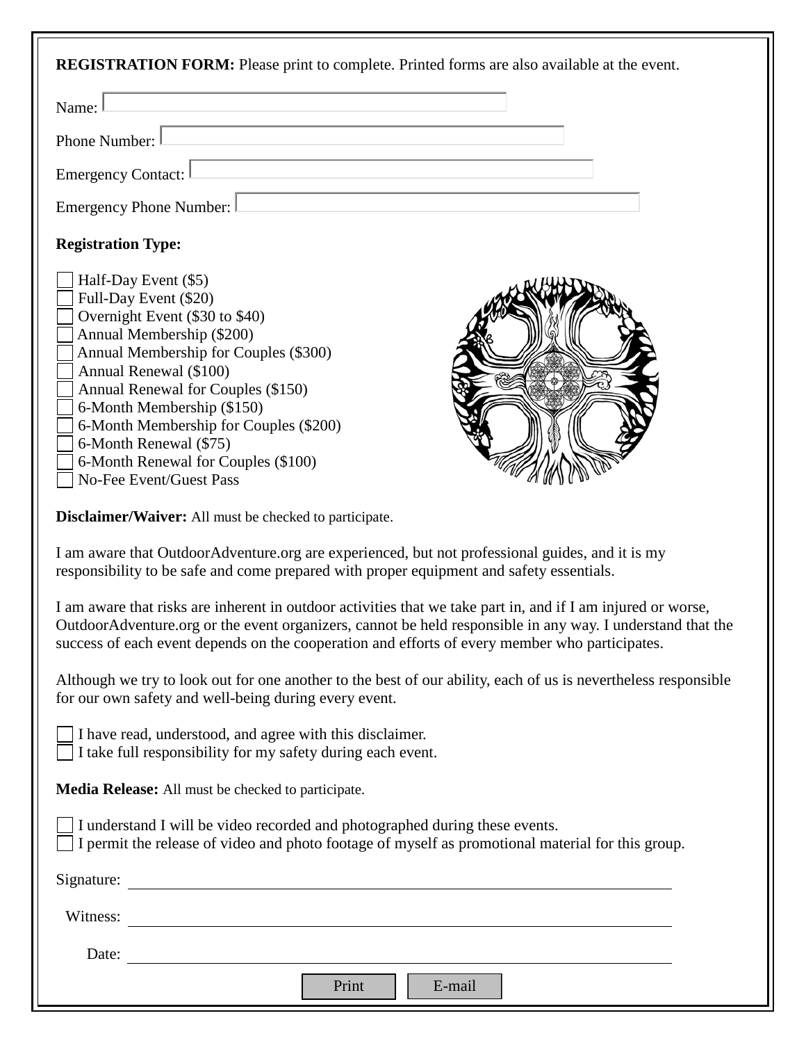**REGISTRATION FORM:** Please print to complete. Printed forms are also available at the event.

Name: ____________________

Phone Number: ____________________

Emergency Contact: ____________________

Emergency Phone Number: ____________________

**Registration Type:**

- ☐ Half-Day Event ($5)
- ☐ Full-Day Event ($20)
- ☐ Overnight Event ($30 to $40)
- ☐ Annual Membership ($200)
- ☐ Annual Membership for Couples ($300)
- ☐ Annual Renewal ($100)
- ☐ Annual Renewal for Couples ($150)
- ☐ 6-Month Membership ($150)
- ☐ 6-Month Membership for Couples ($200)
- ☐ 6-Month Renewal ($75)
- ☐ 6-Month Renewal for Couples ($100)
- ☐ No-Fee Event/Guest Pass

**Disclaimer/Waiver:** All must be checked to participate.

I am aware that OutdoorAdventure.org are experienced, but not professional guides, and it is my responsibility to be safe and come prepared with proper equipment and safety essentials.

I am aware that risks are inherent in outdoor activities that we take part in, and if I am injured or worse, OutdoorAdventure.org or the event organizers, cannot be held responsible in any way. I understand that the success of each event depends on the cooperation and efforts of every member who participates.

Although we try to look out for one another to the best of our ability, each of us is nevertheless responsible for our own safety and well-being during every event.

- ☐ I have read, understood, and agree with this disclaimer.
- ☐ I take full responsibility for my safety during each event.

**Media Release:** All must be checked to participate.

- ☐ I understand I will be video recorded and photographed during these events.
- ☐ I permit the release of video and photo footage of myself as promotional material for this group.

Signature: ____________________

Witness: ____________________

Date: ____________________

Print    E-mail